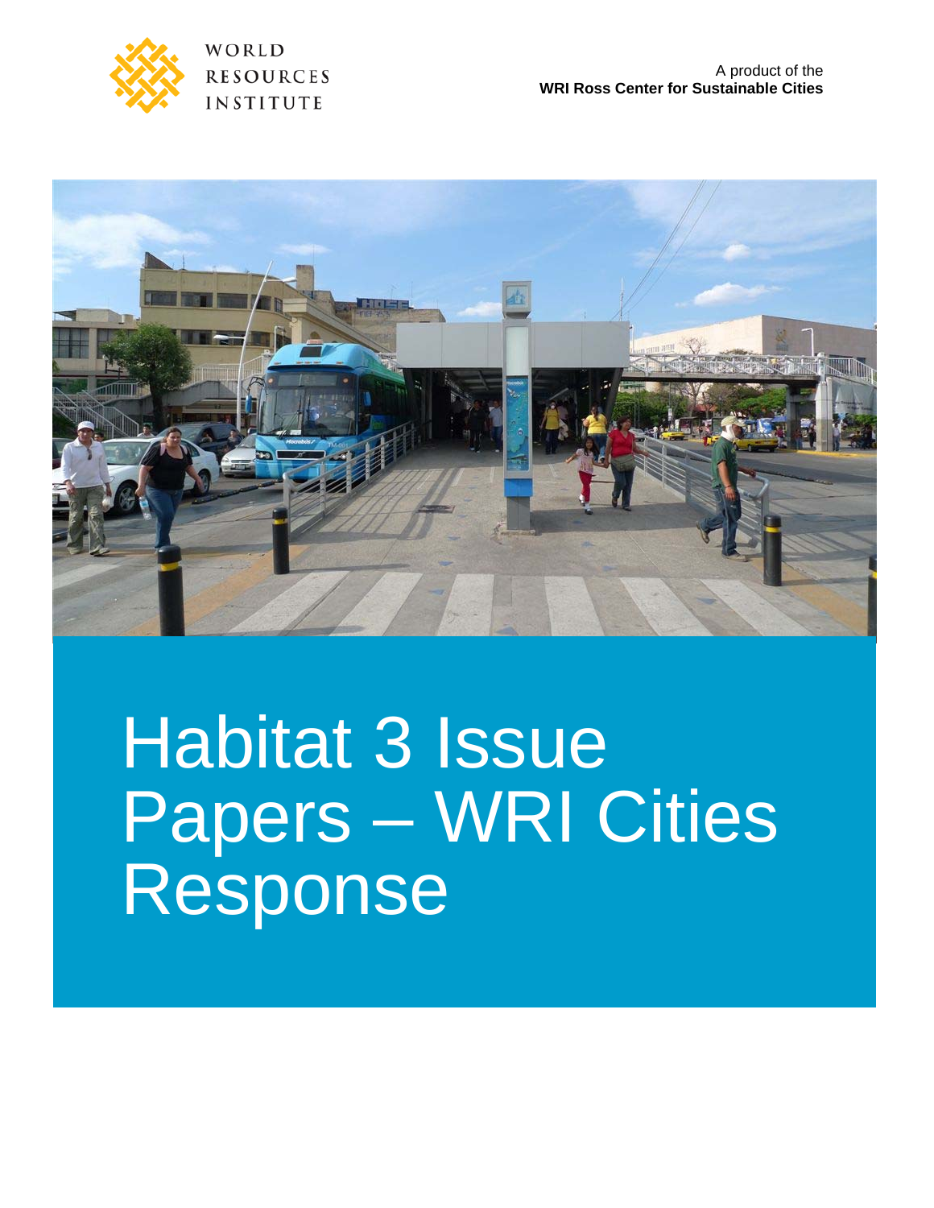WORLD RESOURCES INSTITUTE

A product of the
**WRI Ross Center for Sustainable Cities**

# Habitat 3 Issue Papers – WRI Cities Response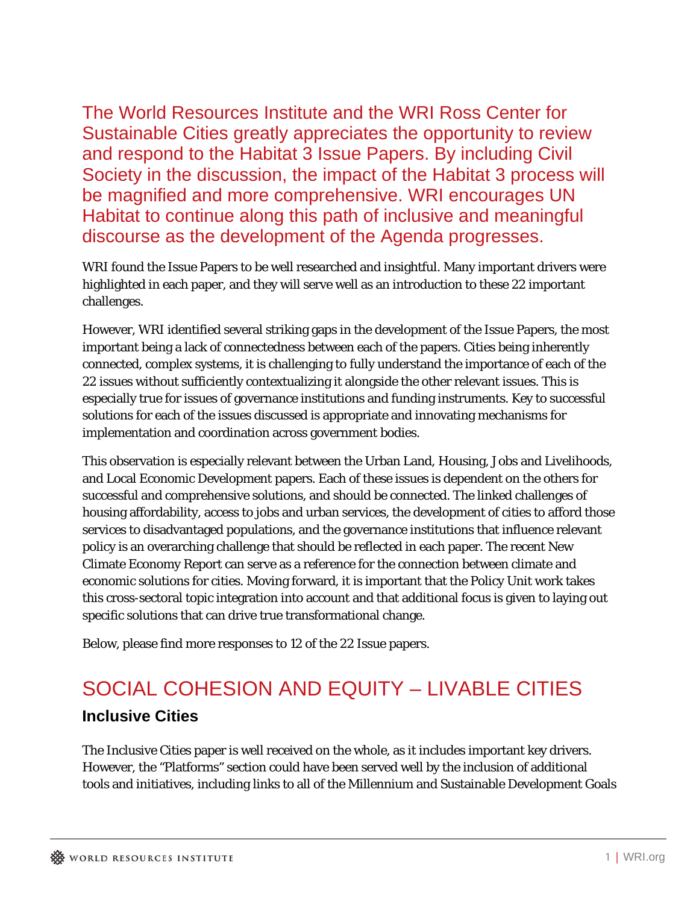The World Resources Institute and the WRI Ross Center for Sustainable Cities greatly appreciates the opportunity to review and respond to the Habitat 3 Issue Papers. By including Civil Society in the discussion, the impact of the Habitat 3 process will be magnified and more comprehensive. WRI encourages UN Habitat to continue along this path of inclusive and meaningful discourse as the development of the Agenda progresses.

WRI found the Issue Papers to be well researched and insightful. Many important drivers were highlighted in each paper, and they will serve well as an introduction to these 22 important challenges.

However, WRI identified several striking gaps in the development of the Issue Papers, the most important being a lack of connectedness between each of the papers. Cities being inherently connected, complex systems, it is challenging to fully understand the importance of each of the 22 issues without sufficiently contextualizing it alongside the other relevant issues. This is especially true for issues of governance institutions and funding instruments. Key to successful solutions for each of the issues discussed is appropriate and innovating mechanisms for implementation and coordination across government bodies.

This observation is especially relevant between the Urban Land, Housing, Jobs and Livelihoods, and Local Economic Development papers. Each of these issues is dependent on the others for successful and comprehensive solutions, and should be connected. The linked challenges of housing affordability, access to jobs and urban services, the development of cities to afford those services to disadvantaged populations, and the governance institutions that influence relevant policy is an overarching challenge that should be reflected in each paper. The recent New Climate Economy Report can serve as a reference for the connection between climate and economic solutions for cities. Moving forward, it is important that the Policy Unit work takes this cross-sectoral topic integration into account and that additional focus is given to laying out specific solutions that can drive true transformational change.

Below, please find more responses to 12 of the 22 Issue papers.

## SOCIAL COHESION AND EQUITY – LIVABLE CITIES

### Inclusive Cities

The Inclusive Cities paper is well received on the whole, as it includes important key drivers. However, the "Platforms" section could have been served well by the inclusion of additional tools and initiatives, including links to all of the Millennium and Sustainable Development Goals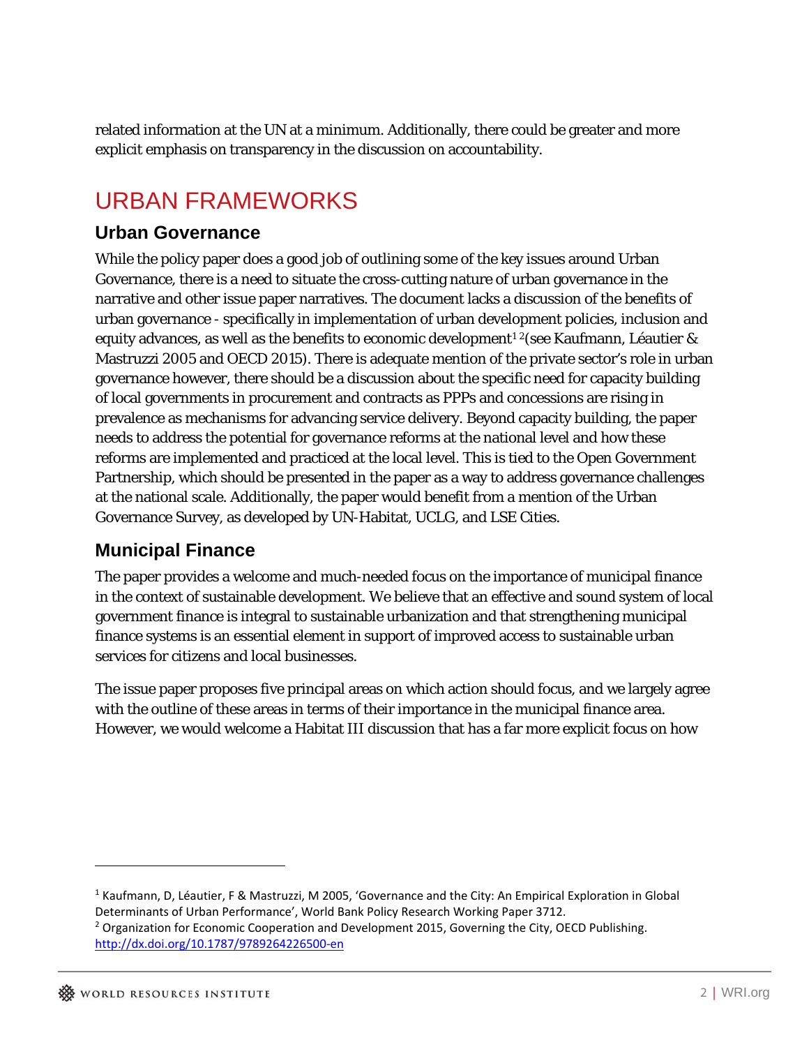related information at the UN at a minimum. Additionally, there could be greater and more explicit emphasis on transparency in the discussion on accountability.

# URBAN FRAMEWORKS

## Urban Governance

While the policy paper does a good job of outlining some of the key issues around Urban Governance, there is a need to situate the cross-cutting nature of urban governance in the narrative and other issue paper narratives. The document lacks a discussion of the benefits of urban governance - specifically in implementation of urban development policies, inclusion and equity advances, as well as the benefits to economic development[1] [2](see Kaufmann, Léautier & Mastruzzi 2005 and OECD 2015). There is adequate mention of the private sector's role in urban governance however, there should be a discussion about the specific need for capacity building of local governments in procurement and contracts as PPPs and concessions are rising in prevalence as mechanisms for advancing service delivery. Beyond capacity building, the paper needs to address the potential for governance reforms at the national level and how these reforms are implemented and practiced at the local level. This is tied to the Open Government Partnership, which should be presented in the paper as a way to address governance challenges at the national scale. Additionally, the paper would benefit from a mention of the Urban Governance Survey, as developed by UN-Habitat, UCLG, and LSE Cities.

## Municipal Finance

The paper provides a welcome and much-needed focus on the importance of municipal finance in the context of sustainable development. We believe that an effective and sound system of local government finance is integral to sustainable urbanization and that strengthening municipal finance systems is an essential element in support of improved access to sustainable urban services for citizens and local businesses.

The issue paper proposes five principal areas on which action should focus, and we largely agree with the outline of these areas in terms of their importance in the municipal finance area. However, we would welcome a Habitat III discussion that has a far more explicit focus on how

---

[1] Kaufmann, D, Léautier, F & Mastruzzi, M 2005, 'Governance and the City: An Empirical Exploration in Global Determinants of Urban Performance', World Bank Policy Research Working Paper 3712.

[2] Organization for Economic Cooperation and Development 2015, Governing the City, OECD Publishing. http://dx.doi.org/10.1787/9789264226500-en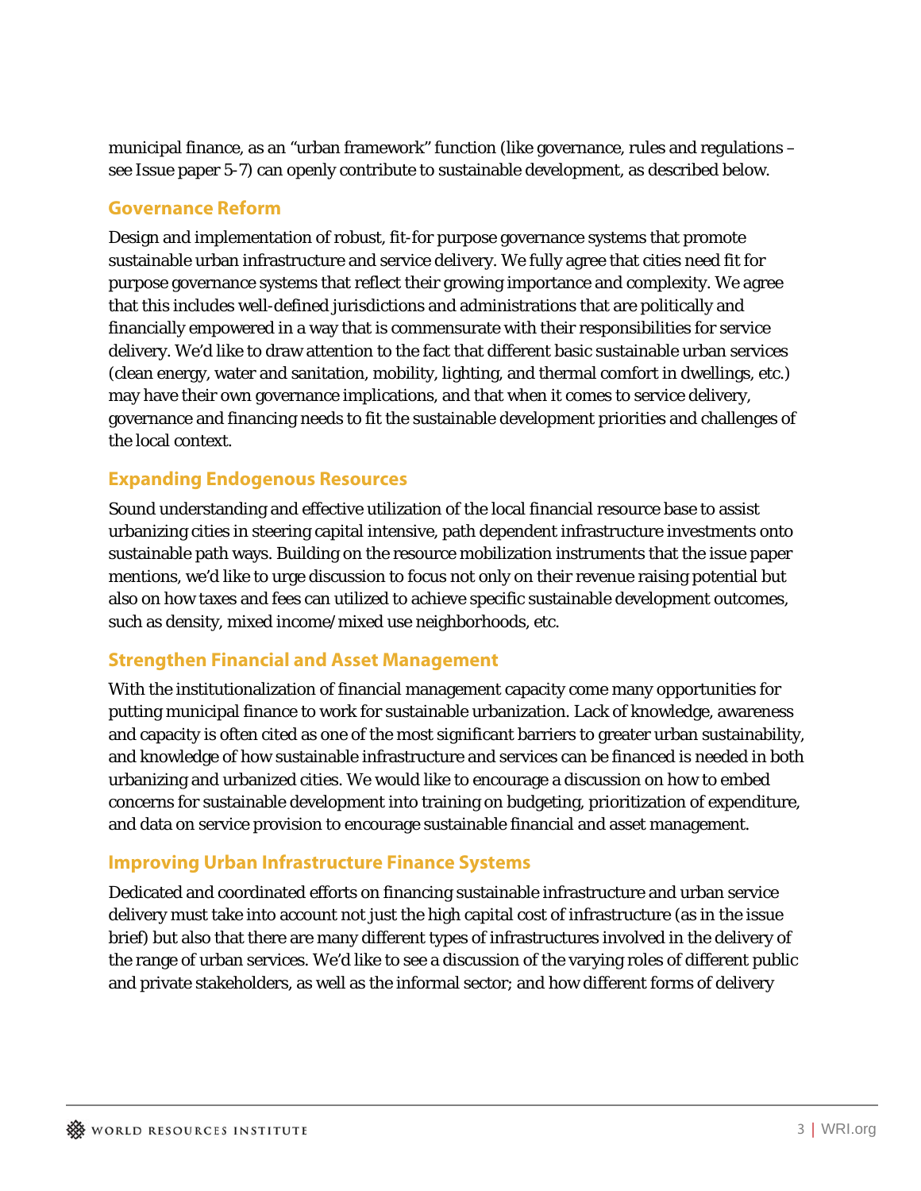municipal finance, as an "urban framework" function (like governance, rules and regulations – see Issue paper 5-7) can openly contribute to sustainable development, as described below.

## Governance Reform

Design and implementation of robust, fit-for purpose governance systems that promote sustainable urban infrastructure and service delivery. We fully agree that cities need fit for purpose governance systems that reflect their growing importance and complexity. We agree that this includes well-defined jurisdictions and administrations that are politically and financially empowered in a way that is commensurate with their responsibilities for service delivery. We'd like to draw attention to the fact that different basic sustainable urban services (clean energy, water and sanitation, mobility, lighting, and thermal comfort in dwellings, etc.) may have their own governance implications, and that when it comes to service delivery, governance and financing needs to fit the sustainable development priorities and challenges of the local context.

## Expanding Endogenous Resources

Sound understanding and effective utilization of the local financial resource base to assist urbanizing cities in steering capital intensive, path dependent infrastructure investments onto sustainable path ways. Building on the resource mobilization instruments that the issue paper mentions, we'd like to urge discussion to focus not only on their revenue raising potential but also on how taxes and fees can utilized to achieve specific sustainable development outcomes, such as density, mixed income/mixed use neighborhoods, etc.

## Strengthen Financial and Asset Management

With the institutionalization of financial management capacity come many opportunities for putting municipal finance to work for sustainable urbanization. Lack of knowledge, awareness and capacity is often cited as one of the most significant barriers to greater urban sustainability, and knowledge of how sustainable infrastructure and services can be financed is needed in both urbanizing and urbanized cities. We would like to encourage a discussion on how to embed concerns for sustainable development into training on budgeting, prioritization of expenditure, and data on service provision to encourage sustainable financial and asset management.

## Improving Urban Infrastructure Finance Systems

Dedicated and coordinated efforts on financing sustainable infrastructure and urban service delivery must take into account not just the high capital cost of infrastructure (as in the issue brief) but also that there are many different types of infrastructures involved in the delivery of the range of urban services. We'd like to see a discussion of the varying roles of different public and private stakeholders, as well as the informal sector; and how different forms of delivery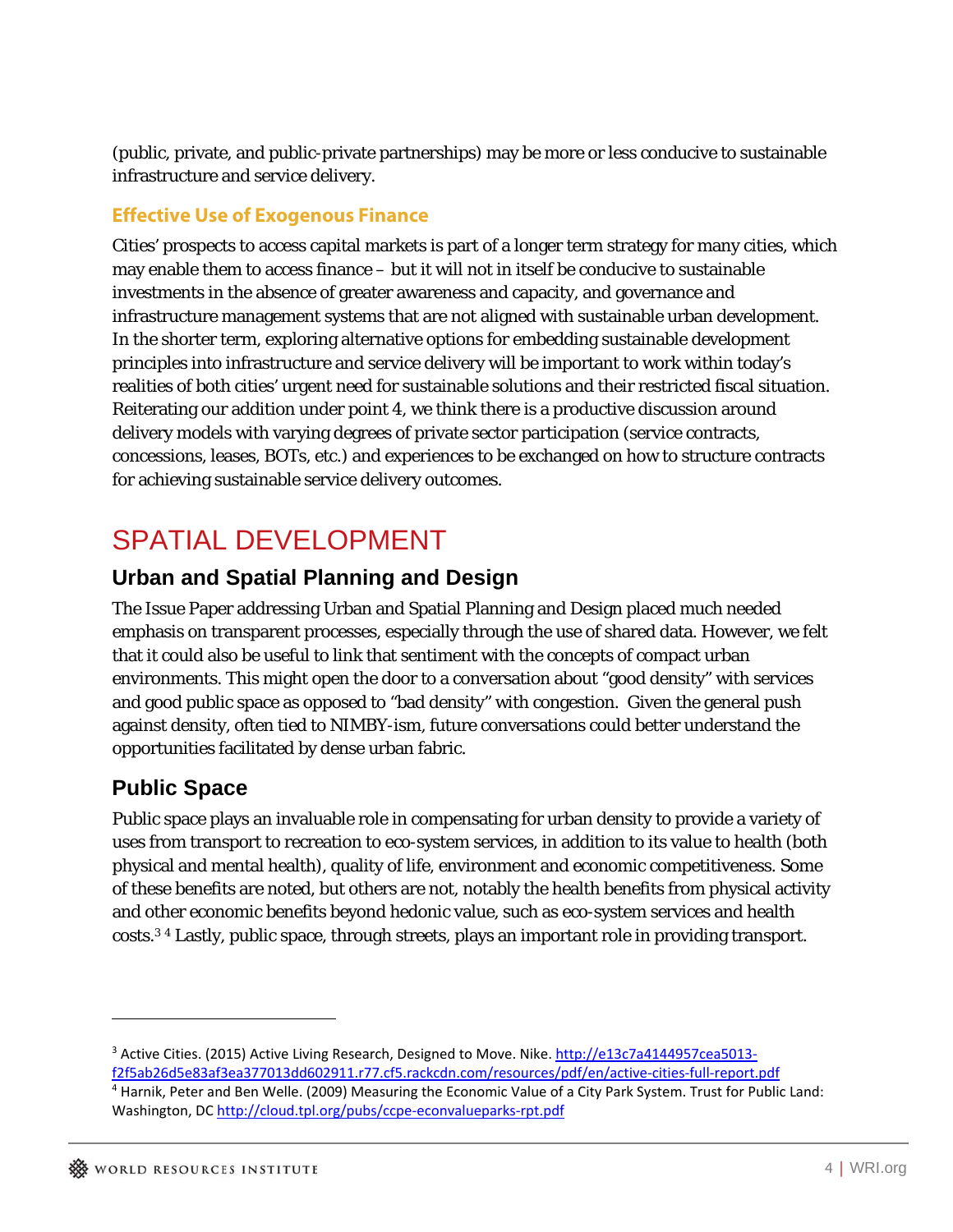(public, private, and public-private partnerships) may be more or less conducive to sustainable infrastructure and service delivery.

### Effective Use of Exogenous Finance

Cities' prospects to access capital markets is part of a longer term strategy for many cities, which may enable them to access finance – but it will not in itself be conducive to sustainable investments in the absence of greater awareness and capacity, and governance and infrastructure management systems that are not aligned with sustainable urban development. In the shorter term, exploring alternative options for embedding sustainable development principles into infrastructure and service delivery will be important to work within today's realities of both cities' urgent need for sustainable solutions and their restricted fiscal situation. Reiterating our addition under point 4, we think there is a productive discussion around delivery models with varying degrees of private sector participation (service contracts, concessions, leases, BOTs, etc.) and experiences to be exchanged on how to structure contracts for achieving sustainable service delivery outcomes.

# SPATIAL DEVELOPMENT

## Urban and Spatial Planning and Design

The Issue Paper addressing Urban and Spatial Planning and Design placed much needed emphasis on transparent processes, especially through the use of shared data. However, we felt that it could also be useful to link that sentiment with the concepts of compact urban environments. This might open the door to a conversation about "good density" with services and good public space as opposed to "bad density" with congestion. Given the general push against density, often tied to NIMBY-ism, future conversations could better understand the opportunities facilitated by dense urban fabric.

## Public Space

Public space plays an invaluable role in compensating for urban density to provide a variety of uses from transport to recreation to eco-system services, in addition to its value to health (both physical and mental health), quality of life, environment and economic competitiveness. Some of these benefits are noted, but others are not, notably the health benefits from physical activity and other economic benefits beyond hedonic value, such as eco-system services and health costs.[3] [4] Lastly, public space, through streets, plays an important role in providing transport.

---

[3] Active Cities. (2015) Active Living Research, Designed to Move. Nike. http://e13c7a4144957cea5013-f2f5ab26d5e83af3ea377013dd602911.r77.cf5.rackcdn.com/resources/pdf/en/active-cities-full-report.pdf

[4] Harnik, Peter and Ben Welle. (2009) Measuring the Economic Value of a City Park System. Trust for Public Land: Washington, DC http://cloud.tpl.org/pubs/ccpe-econvalueparks-rpt.pdf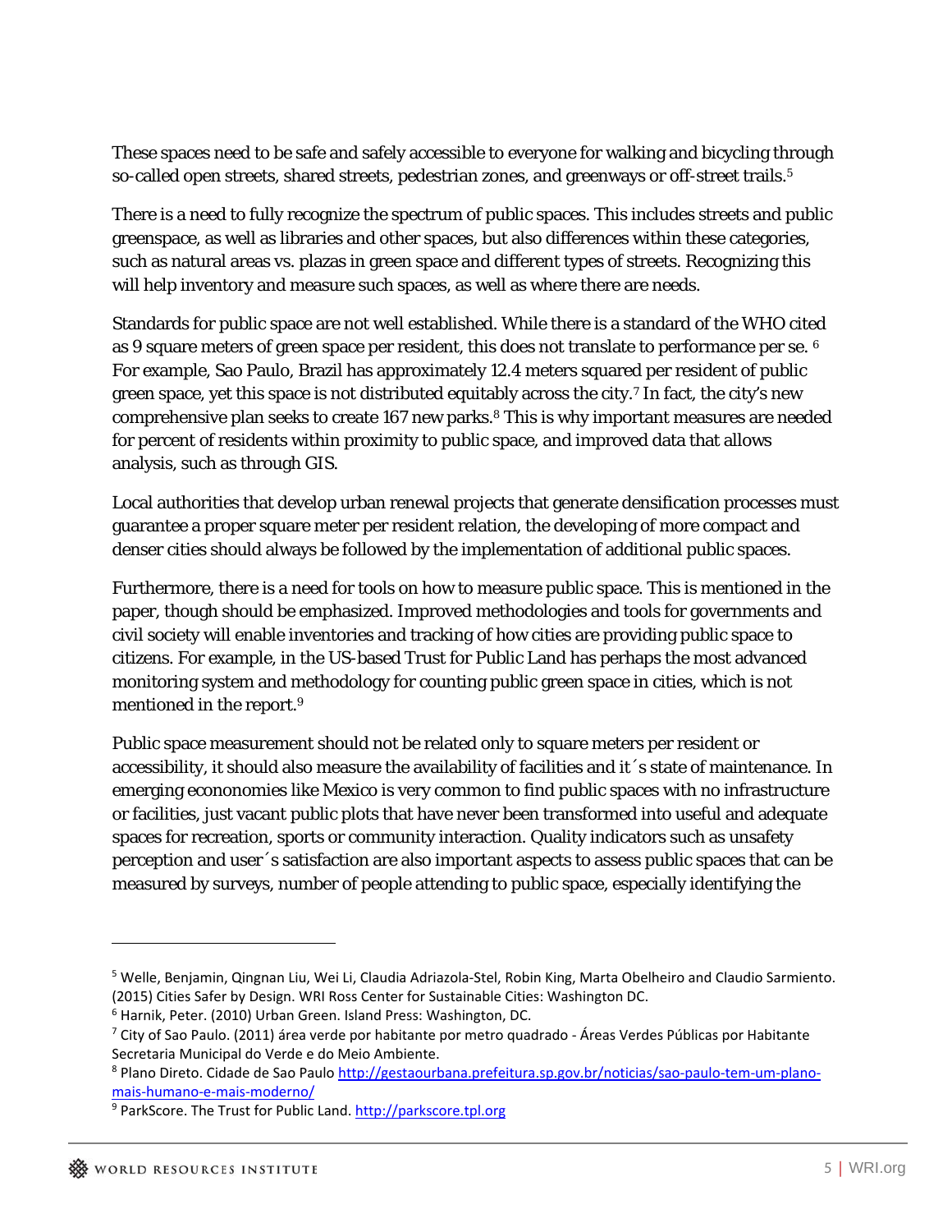These spaces need to be safe and safely accessible to everyone for walking and bicycling through so-called open streets, shared streets, pedestrian zones, and greenways or off-street trails.[5]

There is a need to fully recognize the spectrum of public spaces. This includes streets and public greenspace, as well as libraries and other spaces, but also differences within these categories, such as natural areas vs. plazas in green space and different types of streets. Recognizing this will help inventory and measure such spaces, as well as where there are needs.

Standards for public space are not well established. While there is a standard of the WHO cited as 9 square meters of green space per resident, this does not translate to performance per se. [6] For example, Sao Paulo, Brazil has approximately 12.4 meters squared per resident of public green space, yet this space is not distributed equitably across the city.[7] In fact, the city's new comprehensive plan seeks to create 167 new parks.[8] This is why important measures are needed for percent of residents within proximity to public space, and improved data that allows analysis, such as through GIS.

Local authorities that develop urban renewal projects that generate densification processes must guarantee a proper square meter per resident relation, the developing of more compact and denser cities should always be followed by the implementation of additional public spaces.

Furthermore, there is a need for tools on how to measure public space. This is mentioned in the paper, though should be emphasized. Improved methodologies and tools for governments and civil society will enable inventories and tracking of how cities are providing public space to citizens. For example, in the US-based Trust for Public Land has perhaps the most advanced monitoring system and methodology for counting public green space in cities, which is not mentioned in the report.[9]

Public space measurement should not be related only to square meters per resident or accessibility, it should also measure the availability of facilities and it´s state of maintenance. In emerging econonomies like Mexico is very common to find public spaces with no infrastructure or facilities, just vacant public plots that have never been transformed into useful and adequate spaces for recreation, sports or community interaction. Quality indicators such as unsafety perception and user´s satisfaction are also important aspects to assess public spaces that can be measured by surveys, number of people attending to public space, especially identifying the

---

[5] Welle, Benjamin, Qingnan Liu, Wei Li, Claudia Adriazola-Stel, Robin King, Marta Obelheiro and Claudio Sarmiento. (2015) Cities Safer by Design. WRI Ross Center for Sustainable Cities: Washington DC.

[6] Harnik, Peter. (2010) Urban Green. Island Press: Washington, DC.

[7] City of Sao Paulo. (2011) área verde por habitante por metro quadrado - Áreas Verdes Públicas por Habitante Secretaria Municipal do Verde e do Meio Ambiente.

[8] Plano Direto. Cidade de Sao Paulo http://gestaourbana.prefeitura.sp.gov.br/noticias/sao-paulo-tem-um-plano-mais-humano-e-mais-moderno/

[9] ParkScore. The Trust for Public Land. http://parkscore.tpl.org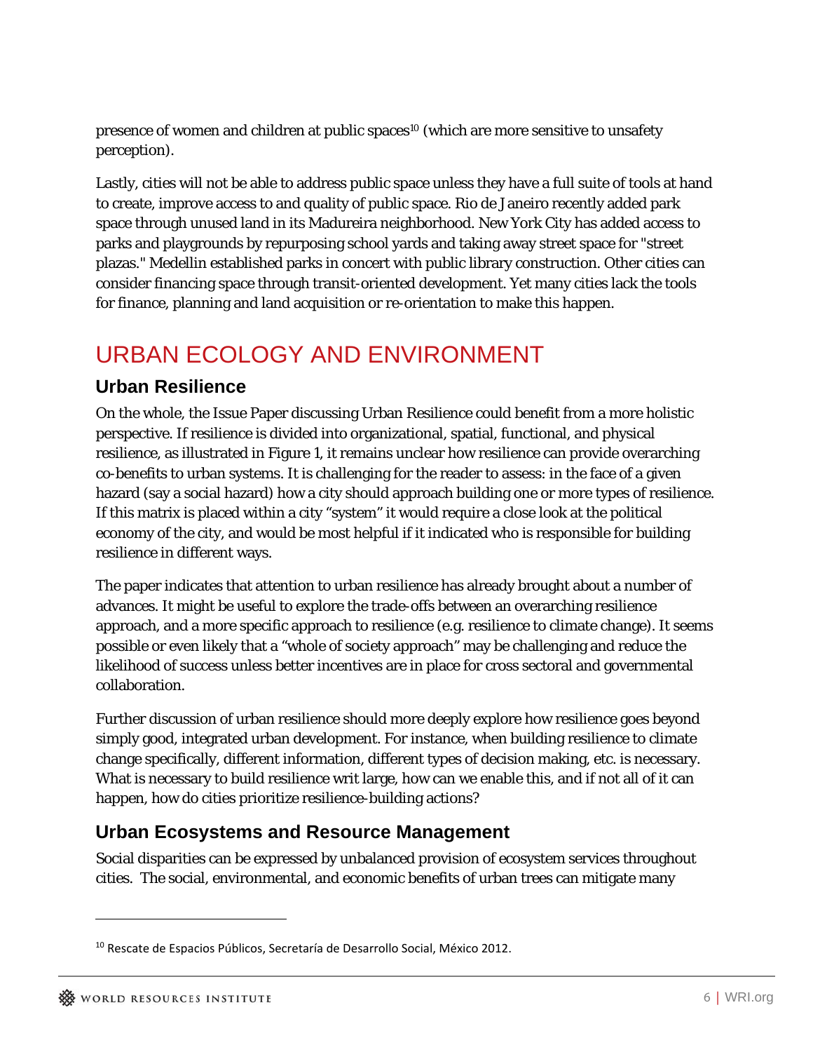presence of women and children at public spaces[10] (which are more sensitive to unsafety perception).

Lastly, cities will not be able to address public space unless they have a full suite of tools at hand to create, improve access to and quality of public space. Rio de Janeiro recently added park space through unused land in its Madureira neighborhood. New York City has added access to parks and playgrounds by repurposing school yards and taking away street space for "street plazas." Medellin established parks in concert with public library construction. Other cities can consider financing space through transit-oriented development. Yet many cities lack the tools for finance, planning and land acquisition or re-orientation to make this happen.

# URBAN ECOLOGY AND ENVIRONMENT

## Urban Resilience

On the whole, the Issue Paper discussing Urban Resilience could benefit from a more holistic perspective. If resilience is divided into organizational, spatial, functional, and physical resilience, as illustrated in Figure 1, it remains unclear how resilience can provide overarching co-benefits to urban systems. It is challenging for the reader to assess: in the face of a given hazard (say a social hazard) how a city should approach building one or more types of resilience. If this matrix is placed within a city "system" it would require a close look at the political economy of the city, and would be most helpful if it indicated who is responsible for building resilience in different ways.

The paper indicates that attention to urban resilience has already brought about a number of advances. It might be useful to explore the trade-offs between an overarching resilience approach, and a more specific approach to resilience (e.g. resilience to climate change). It seems possible or even likely that a "whole of society approach" may be challenging and reduce the likelihood of success unless better incentives are in place for cross sectoral and governmental collaboration.

Further discussion of urban resilience should more deeply explore how resilience goes beyond simply good, integrated urban development. For instance, when building resilience to climate change specifically, different information, different types of decision making, etc. is necessary. What is necessary to build resilience writ large, how can we enable this, and if not all of it can happen, how do cities prioritize resilience-building actions?

## Urban Ecosystems and Resource Management

Social disparities can be expressed by unbalanced provision of ecosystem services throughout cities. The social, environmental, and economic benefits of urban trees can mitigate many

[10] Rescate de Espacios Públicos, Secretaría de Desarrollo Social, México 2012.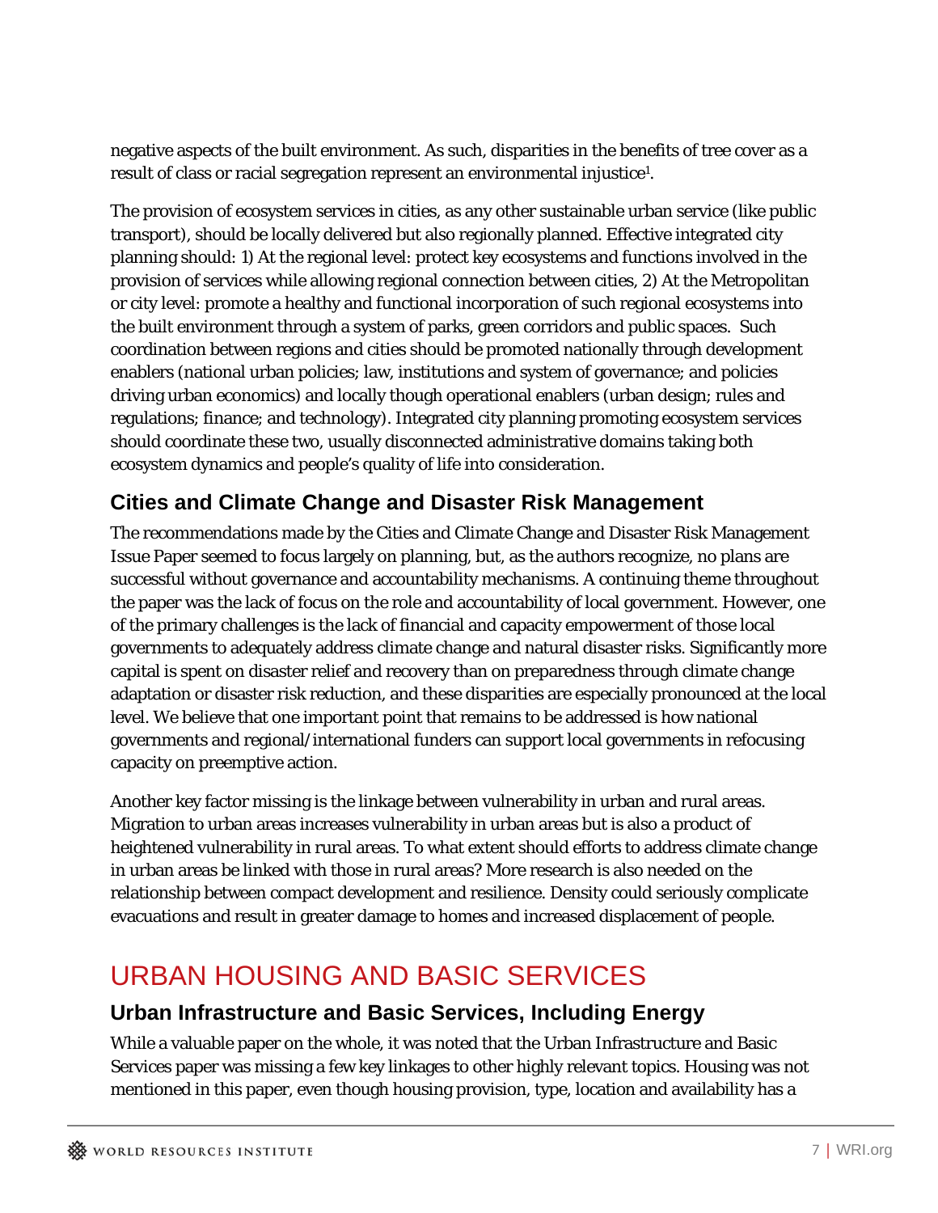negative aspects of the built environment. As such, disparities in the benefits of tree cover as a result of class or racial segregation represent an environmental injustice[1].

The provision of ecosystem services in cities, as any other sustainable urban service (like public transport), should be locally delivered but also regionally planned. Effective integrated city planning should: 1) At the regional level: protect key ecosystems and functions involved in the provision of services while allowing regional connection between cities, 2) At the Metropolitan or city level: promote a healthy and functional incorporation of such regional ecosystems into the built environment through a system of parks, green corridors and public spaces. Such coordination between regions and cities should be promoted nationally through development enablers (national urban policies; law, institutions and system of governance; and policies driving urban economics) and locally though operational enablers (urban design; rules and regulations; finance; and technology). Integrated city planning promoting ecosystem services should coordinate these two, usually disconnected administrative domains taking both ecosystem dynamics and people's quality of life into consideration.

### Cities and Climate Change and Disaster Risk Management

The recommendations made by the Cities and Climate Change and Disaster Risk Management Issue Paper seemed to focus largely on planning, but, as the authors recognize, no plans are successful without governance and accountability mechanisms. A continuing theme throughout the paper was the lack of focus on the role and accountability of local government. However, one of the primary challenges is the lack of financial and capacity empowerment of those local governments to adequately address climate change and natural disaster risks. Significantly more capital is spent on disaster relief and recovery than on preparedness through climate change adaptation or disaster risk reduction, and these disparities are especially pronounced at the local level. We believe that one important point that remains to be addressed is how national governments and regional/international funders can support local governments in refocusing capacity on preemptive action.

Another key factor missing is the linkage between vulnerability in urban and rural areas. Migration to urban areas increases vulnerability in urban areas but is also a product of heightened vulnerability in rural areas. To what extent should efforts to address climate change in urban areas be linked with those in rural areas? More research is also needed on the relationship between compact development and resilience. Density could seriously complicate evacuations and result in greater damage to homes and increased displacement of people.

## URBAN HOUSING AND BASIC SERVICES

### Urban Infrastructure and Basic Services, Including Energy

While a valuable paper on the whole, it was noted that the Urban Infrastructure and Basic Services paper was missing a few key linkages to other highly relevant topics. Housing was not mentioned in this paper, even though housing provision, type, location and availability has a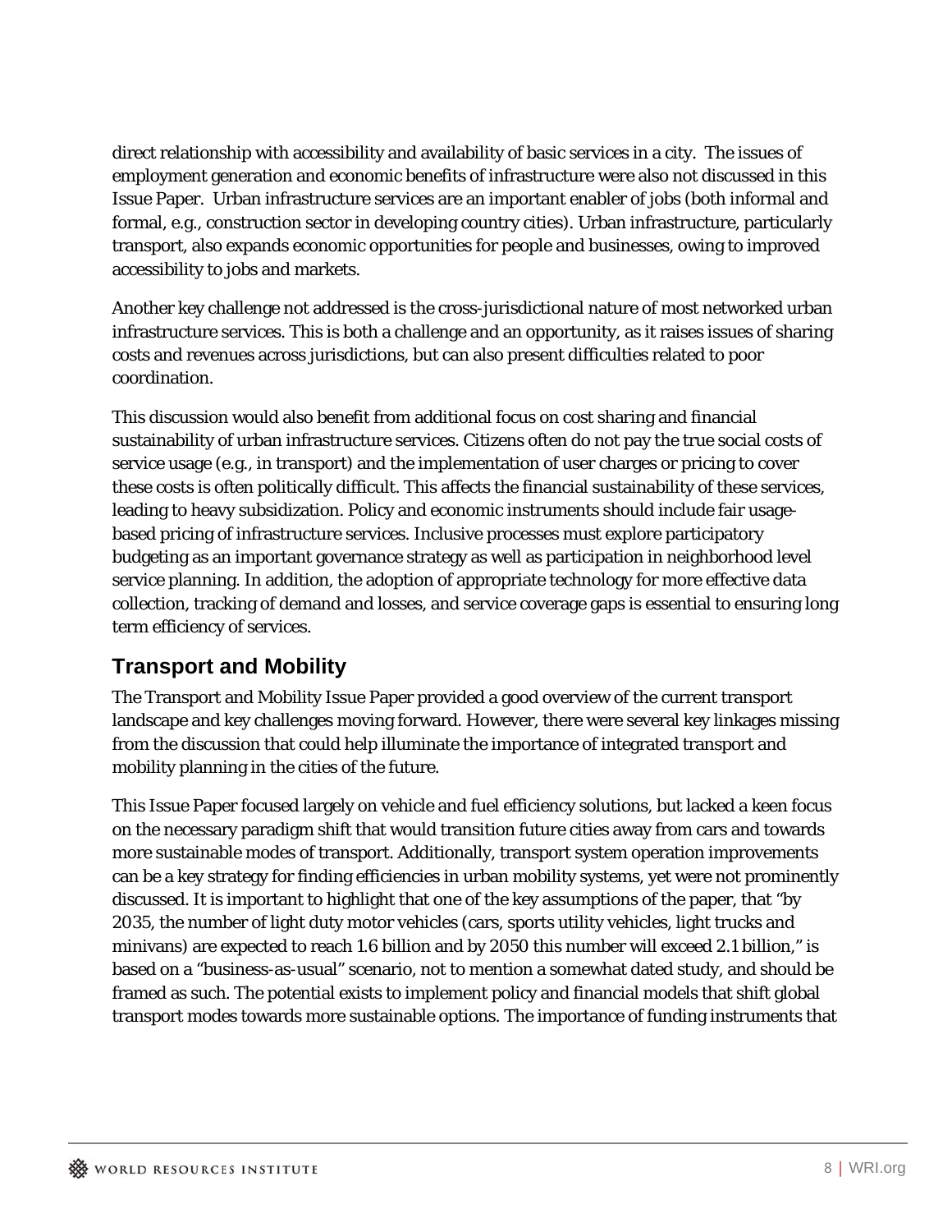direct relationship with accessibility and availability of basic services in a city. The issues of employment generation and economic benefits of infrastructure were also not discussed in this Issue Paper. Urban infrastructure services are an important enabler of jobs (both informal and formal, e.g., construction sector in developing country cities). Urban infrastructure, particularly transport, also expands economic opportunities for people and businesses, owing to improved accessibility to jobs and markets.

Another key challenge not addressed is the cross-jurisdictional nature of most networked urban infrastructure services. This is both a challenge and an opportunity, as it raises issues of sharing costs and revenues across jurisdictions, but can also present difficulties related to poor coordination.

This discussion would also benefit from additional focus on cost sharing and financial sustainability of urban infrastructure services. Citizens often do not pay the true social costs of service usage (e.g., in transport) and the implementation of user charges or pricing to cover these costs is often politically difficult. This affects the financial sustainability of these services, leading to heavy subsidization. Policy and economic instruments should include fair usage-based pricing of infrastructure services. Inclusive processes must explore participatory budgeting as an important governance strategy as well as participation in neighborhood level service planning. In addition, the adoption of appropriate technology for more effective data collection, tracking of demand and losses, and service coverage gaps is essential to ensuring long term efficiency of services.

## Transport and Mobility

The Transport and Mobility Issue Paper provided a good overview of the current transport landscape and key challenges moving forward. However, there were several key linkages missing from the discussion that could help illuminate the importance of integrated transport and mobility planning in the cities of the future.

This Issue Paper focused largely on vehicle and fuel efficiency solutions, but lacked a keen focus on the necessary paradigm shift that would transition future cities away from cars and towards more sustainable modes of transport. Additionally, transport system operation improvements can be a key strategy for finding efficiencies in urban mobility systems, yet were not prominently discussed. It is important to highlight that one of the key assumptions of the paper, that "by 2035, the number of light duty motor vehicles (cars, sports utility vehicles, light trucks and minivans) are expected to reach 1.6 billion and by 2050 this number will exceed 2.1 billion," is based on a "business-as-usual" scenario, not to mention a somewhat dated study, and should be framed as such. The potential exists to implement policy and financial models that shift global transport modes towards more sustainable options. The importance of funding instruments that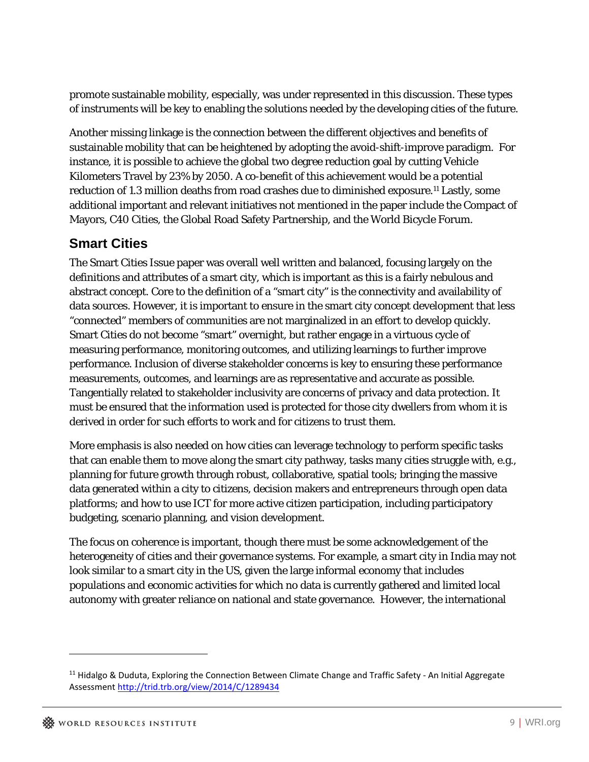promote sustainable mobility, especially, was under represented in this discussion. These types of instruments will be key to enabling the solutions needed by the developing cities of the future.

Another missing linkage is the connection between the different objectives and benefits of sustainable mobility that can be heightened by adopting the avoid-shift-improve paradigm. For instance, it is possible to achieve the global two degree reduction goal by cutting Vehicle Kilometers Travel by 23% by 2050. A co-benefit of this achievement would be a potential reduction of 1.3 million deaths from road crashes due to diminished exposure.[11] Lastly, some additional important and relevant initiatives not mentioned in the paper include the Compact of Mayors, C40 Cities, the Global Road Safety Partnership, and the World Bicycle Forum.

## Smart Cities

The Smart Cities Issue paper was overall well written and balanced, focusing largely on the definitions and attributes of a smart city, which is important as this is a fairly nebulous and abstract concept. Core to the definition of a "smart city" is the connectivity and availability of data sources. However, it is important to ensure in the smart city concept development that less "connected" members of communities are not marginalized in an effort to develop quickly. Smart Cities do not become "smart" overnight, but rather engage in a virtuous cycle of measuring performance, monitoring outcomes, and utilizing learnings to further improve performance. Inclusion of diverse stakeholder concerns is key to ensuring these performance measurements, outcomes, and learnings are as representative and accurate as possible. Tangentially related to stakeholder inclusivity are concerns of privacy and data protection. It must be ensured that the information used is protected for those city dwellers from whom it is derived in order for such efforts to work and for citizens to trust them.

More emphasis is also needed on how cities can leverage technology to perform specific tasks that can enable them to move along the smart city pathway, tasks many cities struggle with, e.g., planning for future growth through robust, collaborative, spatial tools; bringing the massive data generated within a city to citizens, decision makers and entrepreneurs through open data platforms; and how to use ICT for more active citizen participation, including participatory budgeting, scenario planning, and vision development.

The focus on coherence is important, though there must be some acknowledgement of the heterogeneity of cities and their governance systems. For example, a smart city in India may not look similar to a smart city in the US, given the large informal economy that includes populations and economic activities for which no data is currently gathered and limited local autonomy with greater reliance on national and state governance. However, the international

---

[11] Hidalgo & Duduta, Exploring the Connection Between Climate Change and Traffic Safety - An Initial Aggregate Assessment http://trid.trb.org/view/2014/C/1289434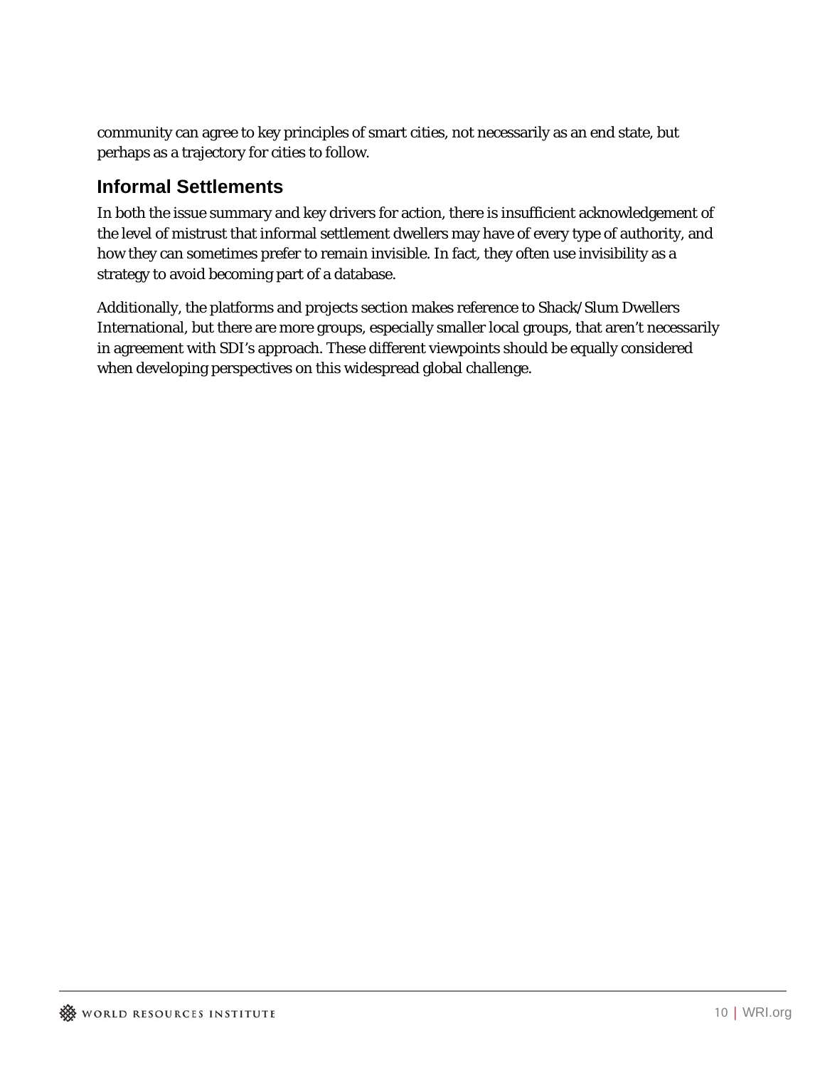community can agree to key principles of smart cities, not necessarily as an end state, but perhaps as a trajectory for cities to follow.

## Informal Settlements

In both the issue summary and key drivers for action, there is insufficient acknowledgement of the level of mistrust that informal settlement dwellers may have of every type of authority, and how they can sometimes prefer to remain invisible. In fact, they often use invisibility as a strategy to avoid becoming part of a database.

Additionally, the platforms and projects section makes reference to Shack/Slum Dwellers International, but there are more groups, especially smaller local groups, that aren't necessarily in agreement with SDI's approach. These different viewpoints should be equally considered when developing perspectives on this widespread global challenge.